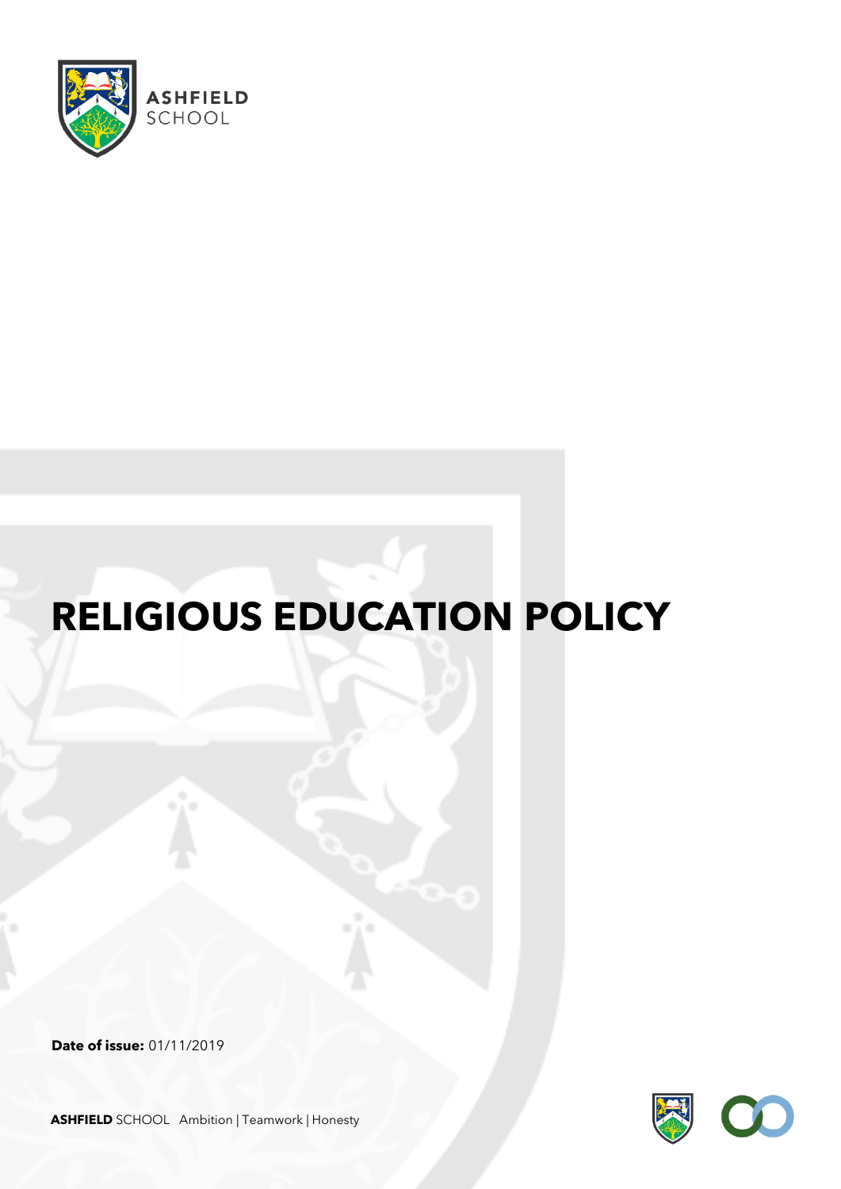ASHFIELD SCHOOL

# RELIGIOUS EDUCATION POLICY

**Date of issue:** 01/11/2019

**ASHFIELD** SCHOOL Ambition | Teamwork | Honesty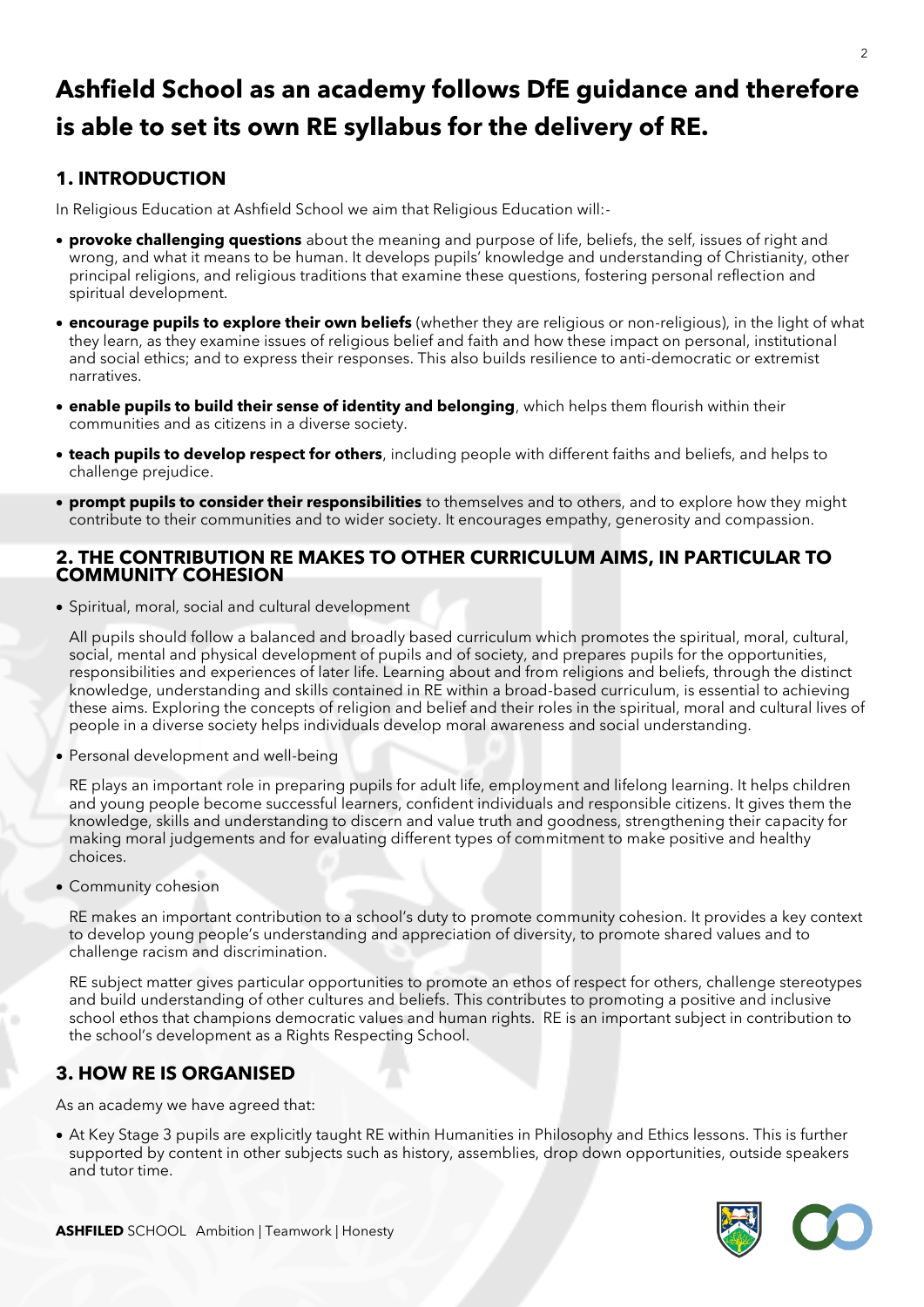# Ashfield School as an academy follows DfE guidance and therefore is able to set its own RE syllabus for the delivery of RE.

## 1. INTRODUCTION

In Religious Education at Ashfield School we aim that Religious Education will:-

- **provoke challenging questions** about the meaning and purpose of life, beliefs, the self, issues of right and wrong, and what it means to be human. It develops pupils' knowledge and understanding of Christianity, other principal religions, and religious traditions that examine these questions, fostering personal reflection and spiritual development.
- **encourage pupils to explore their own beliefs** (whether they are religious or non-religious), in the light of what they learn, as they examine issues of religious belief and faith and how these impact on personal, institutional and social ethics; and to express their responses. This also builds resilience to anti-democratic or extremist narratives.
- **enable pupils to build their sense of identity and belonging**, which helps them flourish within their communities and as citizens in a diverse society.
- **teach pupils to develop respect for others**, including people with different faiths and beliefs, and helps to challenge prejudice.
- **prompt pupils to consider their responsibilities** to themselves and to others, and to explore how they might contribute to their communities and to wider society. It encourages empathy, generosity and compassion.

## 2. THE CONTRIBUTION RE MAKES TO OTHER CURRICULUM AIMS, IN PARTICULAR TO COMMUNITY COHESION

- Spiritual, moral, social and cultural development

  All pupils should follow a balanced and broadly based curriculum which promotes the spiritual, moral, cultural, social, mental and physical development of pupils and of society, and prepares pupils for the opportunities, responsibilities and experiences of later life. Learning about and from religions and beliefs, through the distinct knowledge, understanding and skills contained in RE within a broad-based curriculum, is essential to achieving these aims. Exploring the concepts of religion and belief and their roles in the spiritual, moral and cultural lives of people in a diverse society helps individuals develop moral awareness and social understanding.

- Personal development and well-being

  RE plays an important role in preparing pupils for adult life, employment and lifelong learning. It helps children and young people become successful learners, confident individuals and responsible citizens. It gives them the knowledge, skills and understanding to discern and value truth and goodness, strengthening their capacity for making moral judgements and for evaluating different types of commitment to make positive and healthy choices.

- Community cohesion

  RE makes an important contribution to a school's duty to promote community cohesion. It provides a key context to develop young people's understanding and appreciation of diversity, to promote shared values and to challenge racism and discrimination.

  RE subject matter gives particular opportunities to promote an ethos of respect for others, challenge stereotypes and build understanding of other cultures and beliefs. This contributes to promoting a positive and inclusive school ethos that champions democratic values and human rights. RE is an important subject in contribution to the school's development as a Rights Respecting School.

## 3. HOW RE IS ORGANISED

As an academy we have agreed that:

- At Key Stage 3 pupils are explicitly taught RE within Humanities in Philosophy and Ethics lessons. This is further supported by content in other subjects such as history, assemblies, drop down opportunities, outside speakers and tutor time.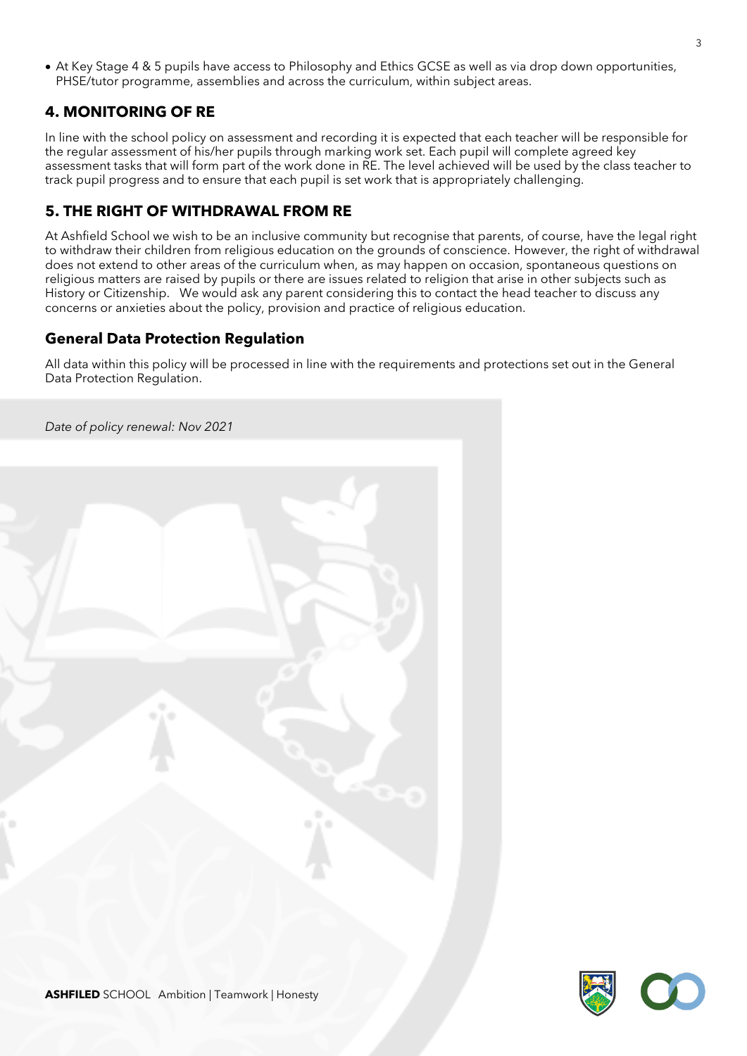- At Key Stage 4 & 5 pupils have access to Philosophy and Ethics GCSE as well as via drop down opportunities, PHSE/tutor programme, assemblies and across the curriculum, within subject areas.

## 4. MONITORING OF RE

In line with the school policy on assessment and recording it is expected that each teacher will be responsible for the regular assessment of his/her pupils through marking work set. Each pupil will complete agreed key assessment tasks that will form part of the work done in RE. The level achieved will be used by the class teacher to track pupil progress and to ensure that each pupil is set work that is appropriately challenging.

## 5. THE RIGHT OF WITHDRAWAL FROM RE

At Ashfield School we wish to be an inclusive community but recognise that parents, of course, have the legal right to withdraw their children from religious education on the grounds of conscience. However, the right of withdrawal does not extend to other areas of the curriculum when, as may happen on occasion, spontaneous questions on religious matters are raised by pupils or there are issues related to religion that arise in other subjects such as History or Citizenship. We would ask any parent considering this to contact the head teacher to discuss any concerns or anxieties about the policy, provision and practice of religious education.

## General Data Protection Regulation

All data within this policy will be processed in line with the requirements and protections set out in the General Data Protection Regulation.

*Date of policy renewal: Nov 2021*